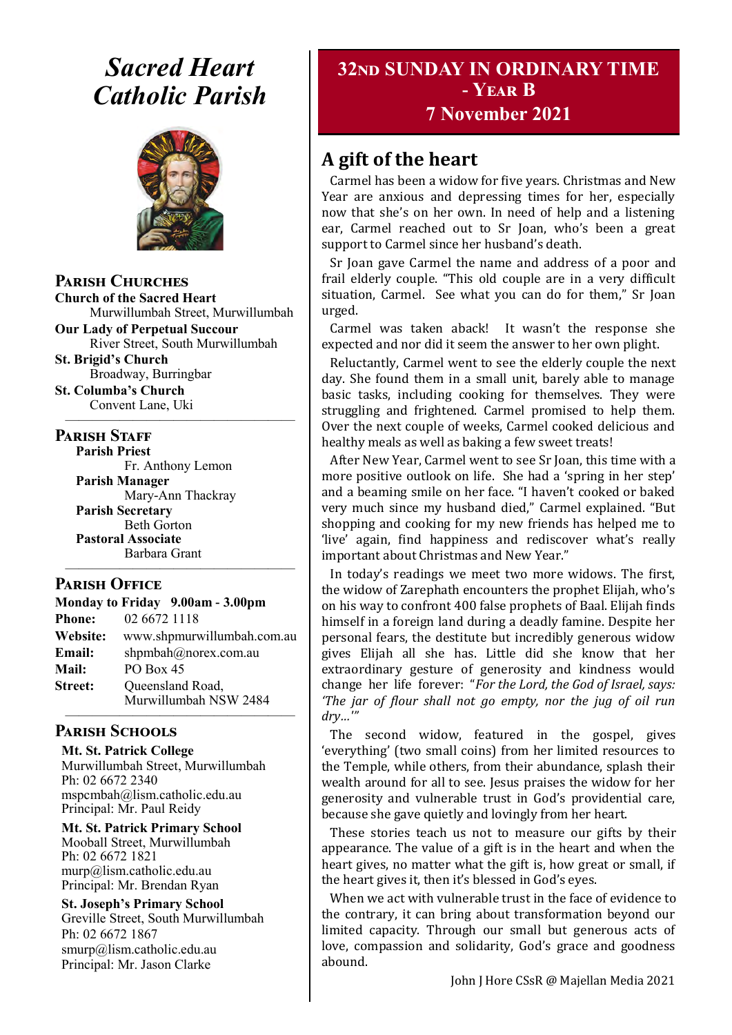# *Sacred Heart Catholic Parish*

## Parish Churches

**Church of the Sacred Heart**
Murwillumbah Street, Murwillumbah

**Our Lady of Perpetual Succour**
River Street, South Murwillumbah

**St. Brigid's Church**
Broadway, Burringbar

**St. Columba's Church**
Convent Lane, Uki

## Parish Staff

**Parish Priest**
Fr. Anthony Lemon

**Parish Manager**
Mary-Ann Thackray

**Parish Secretary**
Beth Gorton

**Pastoral Associate**
Barbara Grant

## Parish Office

**Monday to Friday 9.00am - 3.00pm**

**Phone:** 02 6672 1118
**Website:** www.shpmurwillumbah.com.au
**Email:** shpmbah@norex.com.au
**Mail:** PO Box 45
**Street:** Queensland Road, Murwillumbah NSW 2484

## Parish Schools

**Mt. St. Patrick College**
Murwillumbah Street, Murwillumbah
Ph: 02 6672 2340
mspcmbah@lism.catholic.edu.au
Principal: Mr. Paul Reidy

**Mt. St. Patrick Primary School**
Mooball Street, Murwillumbah
Ph: 02 6672 1821
murp@lism.catholic.edu.au
Principal: Mr. Brendan Ryan

**St. Joseph's Primary School**
Greville Street, South Murwillumbah
Ph: 02 6672 1867
smurp@lism.catholic.edu.au
Principal: Mr. Jason Clarke

# 32nd Sunday in Ordinary Time - Year B
## 7 November 2021

## A gift of the heart

Carmel has been a widow for five years. Christmas and New Year are anxious and depressing times for her, especially now that she's on her own. In need of help and a listening ear, Carmel reached out to Sr Joan, who's been a great support to Carmel since her husband's death.

Sr Joan gave Carmel the name and address of a poor and frail elderly couple. "This old couple are in a very difficult situation, Carmel. See what you can do for them," Sr Joan urged.

Carmel was taken aback! It wasn't the response she expected and nor did it seem the answer to her own plight.

Reluctantly, Carmel went to see the elderly couple the next day. She found them in a small unit, barely able to manage basic tasks, including cooking for themselves. They were struggling and frightened. Carmel promised to help them. Over the next couple of weeks, Carmel cooked delicious and healthy meals as well as baking a few sweet treats!

After New Year, Carmel went to see Sr Joan, this time with a more positive outlook on life. She had a 'spring in her step' and a beaming smile on her face. "I haven't cooked or baked very much since my husband died," Carmel explained. "But shopping and cooking for my new friends has helped me to 'live' again, find happiness and rediscover what's really important about Christmas and New Year."

In today's readings we meet two more widows. The first, the widow of Zarephath encounters the prophet Elijah, who's on his way to confront 400 false prophets of Baal. Elijah finds himself in a foreign land during a deadly famine. Despite her personal fears, the destitute but incredibly generous widow gives Elijah all she has. Little did she know that her extraordinary gesture of generosity and kindness would change her life forever: "*For the Lord, the God of Israel, says: 'The jar of flour shall not go empty, nor the jug of oil run dry…'*"

The second widow, featured in the gospel, gives 'everything' (two small coins) from her limited resources to the Temple, while others, from their abundance, splash their wealth around for all to see. Jesus praises the widow for her generosity and vulnerable trust in God's providential care, because she gave quietly and lovingly from her heart.

These stories teach us not to measure our gifts by their appearance. The value of a gift is in the heart and when the heart gives, no matter what the gift is, how great or small, if the heart gives it, then it's blessed in God's eyes.

When we act with vulnerable trust in the face of evidence to the contrary, it can bring about transformation beyond our limited capacity. Through our small but generous acts of love, compassion and solidarity, God's grace and goodness abound.

John J Hore CSsR @ Majellan Media 2021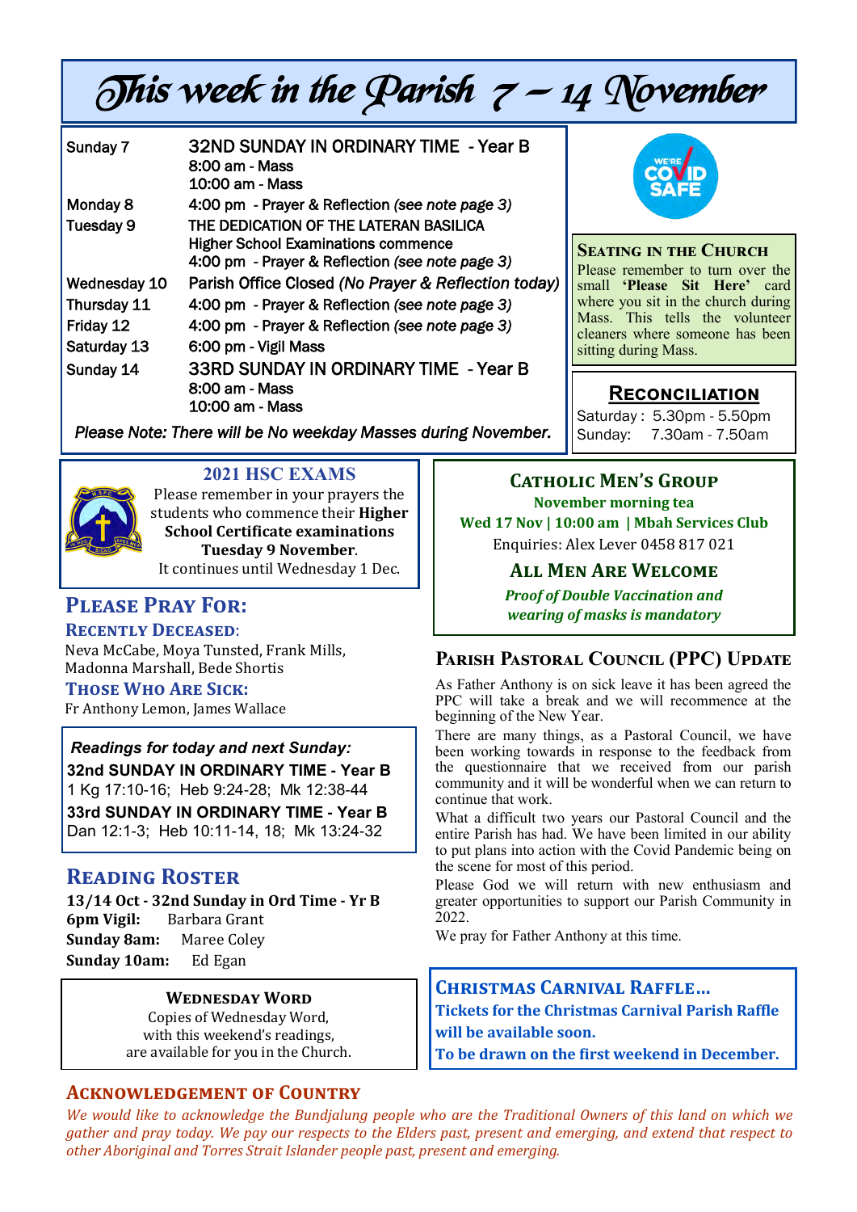# This week in the Parish 7 – 14 November

| | |
|---|---|
| Sunday 7 | 32ND SUNDAY IN ORDINARY TIME - Year B<br>8:00 am - Mass<br>10:00 am - Mass |
| Monday 8 | 4:00 pm - Prayer & Reflection *(see note page 3)* |
| Tuesday 9 | THE DEDICATION OF THE LATERAN BASILICA<br>Higher School Examinations commence<br>4:00 pm - Prayer & Reflection *(see note page 3)* |
| Wednesday 10 | Parish Office Closed *(No Prayer & Reflection today)* |
| Thursday 11 | 4:00 pm - Prayer & Reflection *(see note page 3)* |
| Friday 12 | 4:00 pm - Prayer & Reflection *(see note page 3)* |
| Saturday 13 | 6:00 pm - Vigil Mass |
| Sunday 14 | 33RD SUNDAY IN ORDINARY TIME - Year B<br>8:00 am - Mass<br>10:00 am - Mass |

*Please Note: There will be No weekday Masses during November.*

WE'RE COVID SAFE

## Seating in the Church

Please remember to turn over the small **'Please Sit Here'** card where you sit in the church during Mass. This tells the volunteer cleaners where someone has been sitting during Mass.

## Reconciliation

Saturday : 5.30pm - 5.50pm
Sunday: 7.30am - 7.50am

## 2021 HSC EXAMS

Please remember in your prayers the students who commence their **Higher School Certificate examinations Tuesday 9 November**. It continues until Wednesday 1 Dec.

## Catholic Men's Group

**November morning tea**
**Wed 17 Nov | 10:00 am | Mbah Services Club**
Enquiries: Alex Lever 0458 817 021

**All Men Are Welcome**

***Proof of Double Vaccination and wearing of masks is mandatory***

## Please Pray For:

### Recently Deceased:

Neva McCabe, Moya Tunsted, Frank Mills, Madonna Marshall, Bede Shortis

### Those Who Are Sick:

Fr Anthony Lemon, James Wallace

***Readings for today and next Sunday:***

**32nd SUNDAY IN ORDINARY TIME - Year B**
1 Kg 17:10-16; Heb 9:24-28; Mk 12:38-44

**33rd SUNDAY IN ORDINARY TIME - Year B**
Dan 12:1-3; Heb 10:11-14, 18; Mk 13:24-32

## Reading Roster

**13/14 Oct - 32nd Sunday in Ord Time - Yr B**
**6pm Vigil:** Barbara Grant
**Sunday 8am:** Maree Coley
**Sunday 10am:** Ed Egan

## Parish Pastoral Council (PPC) Update

As Father Anthony is on sick leave it has been agreed the PPC will take a break and we will recommence at the beginning of the New Year.

There are many things, as a Pastoral Council, we have been working towards in response to the feedback from the questionnaire that we received from our parish community and it will be wonderful when we can return to continue that work.

What a difficult two years our Pastoral Council and the entire Parish has had. We have been limited in our ability to put plans into action with the Covid Pandemic being on the scene for most of this period.

Please God we will return with new enthusiasm and greater opportunities to support our Parish Community in 2022.

We pray for Father Anthony at this time.

## Wednesday Word

Copies of Wednesday Word, with this weekend's readings, are available for you in the Church.

## Christmas Carnival Raffle…

**Tickets for the Christmas Carnival Parish Raffle will be available soon.**
**To be drawn on the first weekend in December.**

## Acknowledgement of Country

*We would like to acknowledge the Bundjalung people who are the Traditional Owners of this land on which we gather and pray today. We pay our respects to the Elders past, present and emerging, and extend that respect to other Aboriginal and Torres Strait Islander people past, present and emerging.*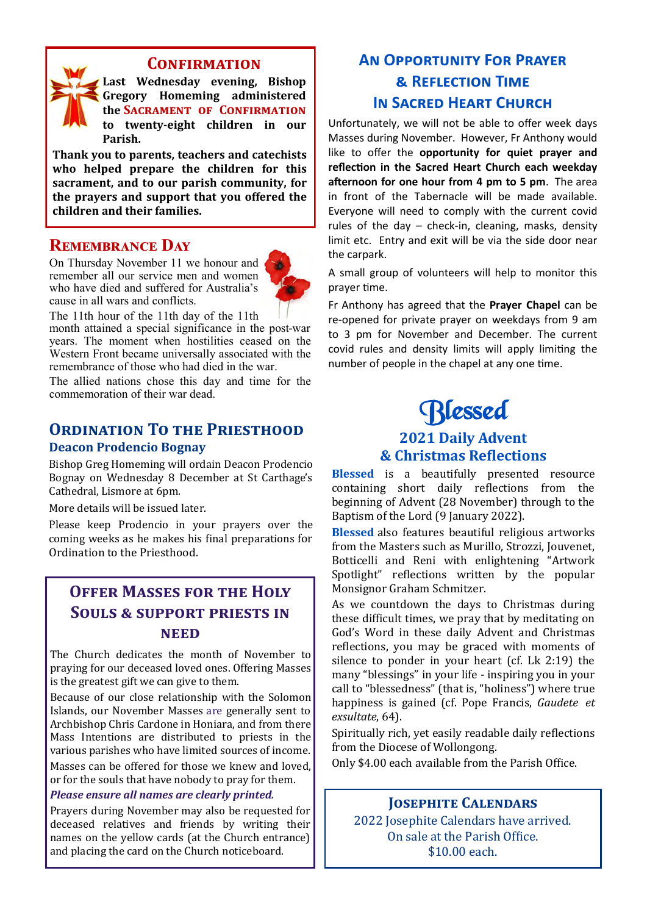## Confirmation

**Last Wednesday evening, Bishop Gregory Homeming administered the Sacrament of Confirmation to twenty-eight children in our Parish.**

**Thank you to parents, teachers and catechists who helped prepare the children for this sacrament, and to our parish community, for the prayers and support that you offered the children and their families.**

## Remembrance Day

On Thursday November 11 we honour and remember all our service men and women who have died and suffered for Australia's cause in all wars and conflicts.

The 11th hour of the 11th day of the 11th month attained a special significance in the post-war years. The moment when hostilities ceased on the Western Front became universally associated with the remembrance of those who had died in the war.

The allied nations chose this day and time for the commemoration of their war dead.

## Ordination To the Priesthood

### Deacon Prodencio Bognay

Bishop Greg Homeming will ordain Deacon Prodencio Bognay on Wednesday 8 December at St Carthage's Cathedral, Lismore at 6pm.

More details will be issued later.

Please keep Prodencio in your prayers over the coming weeks as he makes his final preparations for Ordination to the Priesthood.

## Offer Masses for the Holy Souls & support Priests in need

The Church dedicates the month of November to praying for our deceased loved ones. Offering Masses is the greatest gift we can give to them.

Because of our close relationship with the Solomon Islands, our November Masses are generally sent to Archbishop Chris Cardone in Honiara, and from there Mass Intentions are distributed to priests in the various parishes who have limited sources of income.

Masses can be offered for those we knew and loved, or for the souls that have nobody to pray for them.

***Please ensure all names are clearly printed.***

Prayers during November may also be requested for deceased relatives and friends by writing their names on the yellow cards (at the Church entrance) and placing the card on the Church noticeboard.

## An Opportunity For Prayer & Reflection Time In Sacred Heart Church

Unfortunately, we will not be able to offer week days Masses during November. However, Fr Anthony would like to offer the **opportunity for quiet prayer and reflection in the Sacred Heart Church each weekday afternoon for one hour from 4 pm to 5 pm**. The area in front of the Tabernacle will be made available. Everyone will need to comply with the current covid rules of the day – check-in, cleaning, masks, density limit etc. Entry and exit will be via the side door near the carpark.

A small group of volunteers will help to monitor this prayer time.

Fr Anthony has agreed that the **Prayer Chapel** can be re-opened for private prayer on weekdays from 9 am to 3 pm for November and December. The current covid rules and density limits will apply limiting the number of people in the chapel at any one time.

## Blessed

### 2021 Daily Advent & Christmas Reflections

**Blessed** is a beautifully presented resource containing short daily reflections from the beginning of Advent (28 November) through to the Baptism of the Lord (9 January 2022).

**Blessed** also features beautiful religious artworks from the Masters such as Murillo, Strozzi, Jouvenet, Botticelli and Reni with enlightening "Artwork Spotlight" reflections written by the popular Monsignor Graham Schmitzer.

As we countdown the days to Christmas during these difficult times, we pray that by meditating on God's Word in these daily Advent and Christmas reflections, you may be graced with moments of silence to ponder in your heart (cf. Lk 2:19) the many "blessings" in your life - inspiring you in your call to "blessedness" (that is, "holiness") where true happiness is gained (cf. Pope Francis, *Gaudete et exsultate*, 64).

Spiritually rich, yet easily readable daily reflections from the Diocese of Wollongong.

Only $4.00 each available from the Parish Office.

## Josephite Calendars

2022 Josephite Calendars have arrived.
On sale at the Parish Office.
$10.00 each.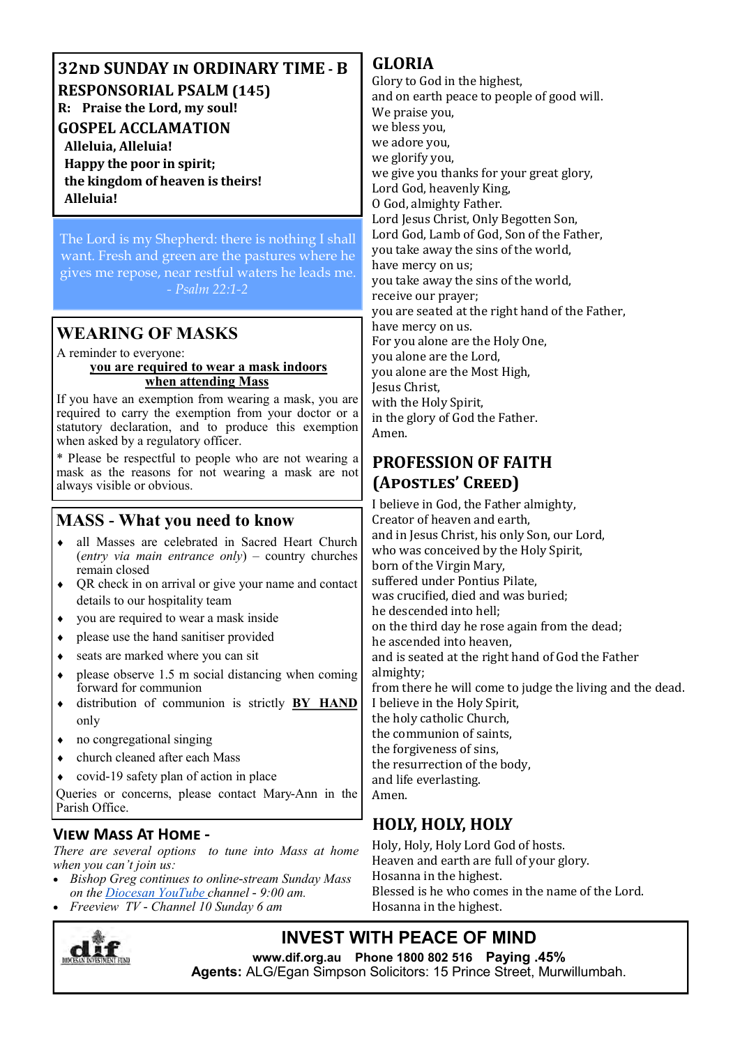## 32ND SUNDAY IN ORDINARY TIME - B

### RESPONSORIAL PSALM (145)

**R: Praise the Lord, my soul!**

### GOSPEL ACCLAMATION

**Alleluia, Alleluia!**
**Happy the poor in spirit;**
**the kingdom of heaven is theirs!**
**Alleluia!**

The Lord is my Shepherd: there is nothing I shall want. Fresh and green are the pastures where he gives me repose, near restful waters he leads me.
*- Psalm 22:1-2*

## WEARING OF MASKS

A reminder to everyone:

**you are required to wear a mask indoors when attending Mass**

If you have an exemption from wearing a mask, you are required to carry the exemption from your doctor or a statutory declaration, and to produce this exemption when asked by a regulatory officer.

* Please be respectful to people who are not wearing a mask as the reasons for not wearing a mask are not always visible or obvious.

## MASS - What you need to know

- all Masses are celebrated in Sacred Heart Church (*entry via main entrance only*) – country churches remain closed
- QR check in on arrival or give your name and contact details to our hospitality team
- you are required to wear a mask inside
- please use the hand sanitiser provided
- seats are marked where you can sit
- please observe 1.5 m social distancing when coming forward for communion
- distribution of communion is strictly **BY HAND** only
- no congregational singing
- church cleaned after each Mass
- covid-19 safety plan of action in place

Queries or concerns, please contact Mary-Ann in the Parish Office.

### VIEW MASS AT HOME -

*There are several options to tune into Mass at home when you can't join us:*

- *Bishop Greg continues to online-stream Sunday Mass on the Diocesan YouTube channel - 9:00 am.*
- *Freeview TV - Channel 10 Sunday 6 am*

## GLORIA

Glory to God in the highest,
and on earth peace to people of good will.
We praise you,
we bless you,
we adore you,
we glorify you,
we give you thanks for your great glory,
Lord God, heavenly King,
O God, almighty Father.
Lord Jesus Christ, Only Begotten Son,
Lord God, Lamb of God, Son of the Father,
you take away the sins of the world,
have mercy on us;
you take away the sins of the world,
receive our prayer;
you are seated at the right hand of the Father,
have mercy on us.
For you alone are the Holy One,
you alone are the Lord,
you alone are the Most High,
Jesus Christ,
with the Holy Spirit,
in the glory of God the Father.
Amen.

## PROFESSION OF FAITH (APOSTLES' CREED)

I believe in God, the Father almighty,
Creator of heaven and earth,
and in Jesus Christ, his only Son, our Lord,
who was conceived by the Holy Spirit,
born of the Virgin Mary,
suffered under Pontius Pilate,
was crucified, died and was buried;
he descended into hell;
on the third day he rose again from the dead;
he ascended into heaven,
and is seated at the right hand of God the Father almighty;
from there he will come to judge the living and the dead.
I believe in the Holy Spirit,
the holy catholic Church,
the communion of saints,
the forgiveness of sins,
the resurrection of the body,
and life everlasting.
Amen.

## HOLY, HOLY, HOLY

Holy, Holy, Holy Lord God of hosts.
Heaven and earth are full of your glory.
Hosanna in the highest.
Blessed is he who comes in the name of the Lord.
Hosanna in the highest.

## INVEST WITH PEACE OF MIND

**www.dif.org.au Phone 1800 802 516 Paying .45%**
**Agents:** ALG/Egan Simpson Solicitors: 15 Prince Street, Murwillumbah.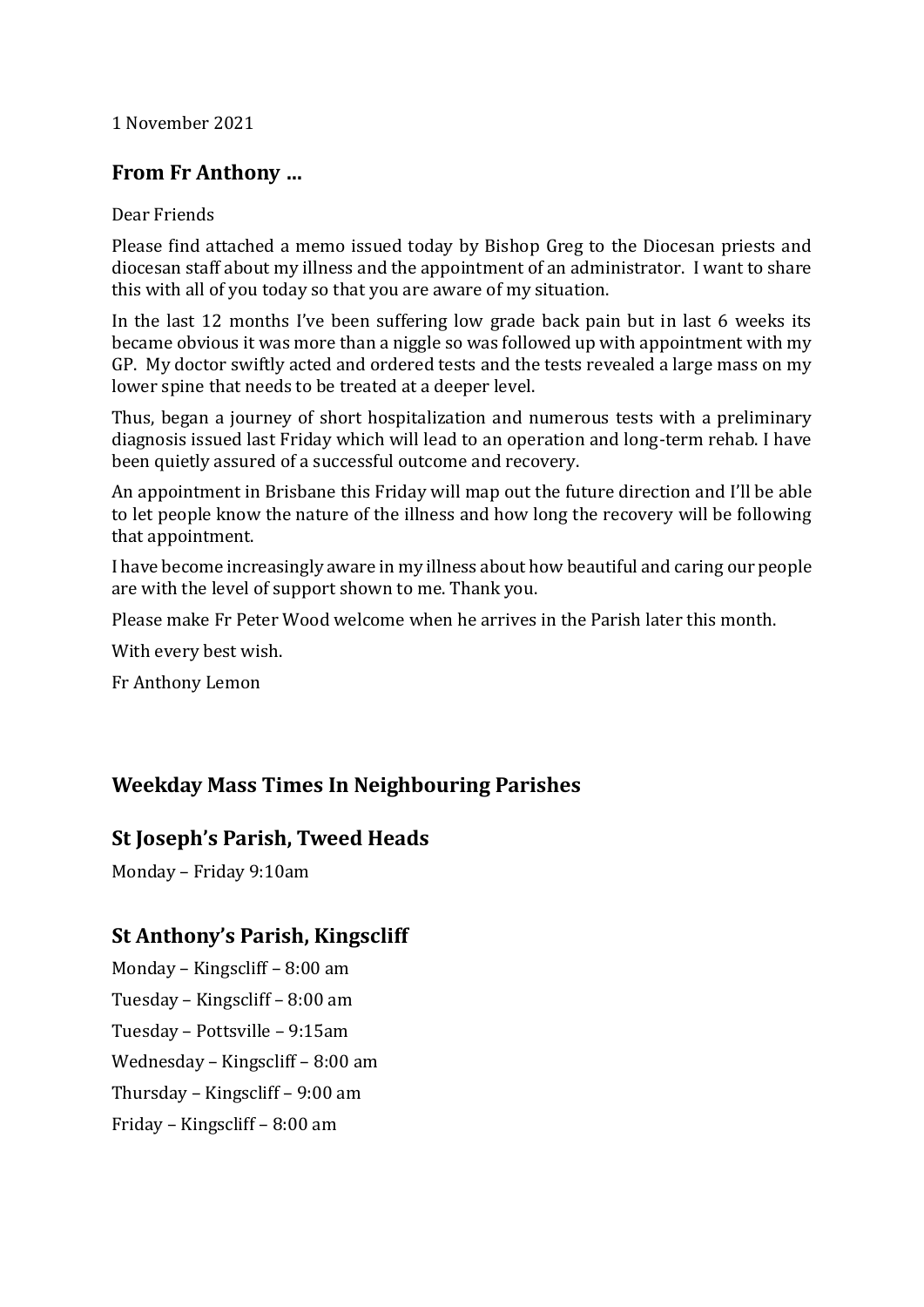1 November 2021

## From Fr Anthony …

Dear Friends

Please find attached a memo issued today by Bishop Greg to the Diocesan priests and diocesan staff about my illness and the appointment of an administrator. I want to share this with all of you today so that you are aware of my situation.

In the last 12 months I've been suffering low grade back pain but in last 6 weeks its became obvious it was more than a niggle so was followed up with appointment with my GP. My doctor swiftly acted and ordered tests and the tests revealed a large mass on my lower spine that needs to be treated at a deeper level.

Thus, began a journey of short hospitalization and numerous tests with a preliminary diagnosis issued last Friday which will lead to an operation and long-term rehab. I have been quietly assured of a successful outcome and recovery.

An appointment in Brisbane this Friday will map out the future direction and I'll be able to let people know the nature of the illness and how long the recovery will be following that appointment.

I have become increasingly aware in my illness about how beautiful and caring our people are with the level of support shown to me. Thank you.

Please make Fr Peter Wood welcome when he arrives in the Parish later this month.

With every best wish.

Fr Anthony Lemon

## Weekday Mass Times In Neighbouring Parishes

### St Joseph's Parish, Tweed Heads

Monday – Friday 9:10am

### St Anthony's Parish, Kingscliff

Monday – Kingscliff – 8:00 am

Tuesday – Kingscliff – 8:00 am

Tuesday – Pottsville – 9:15am

Wednesday – Kingscliff – 8:00 am

Thursday – Kingscliff – 9:00 am

Friday – Kingscliff – 8:00 am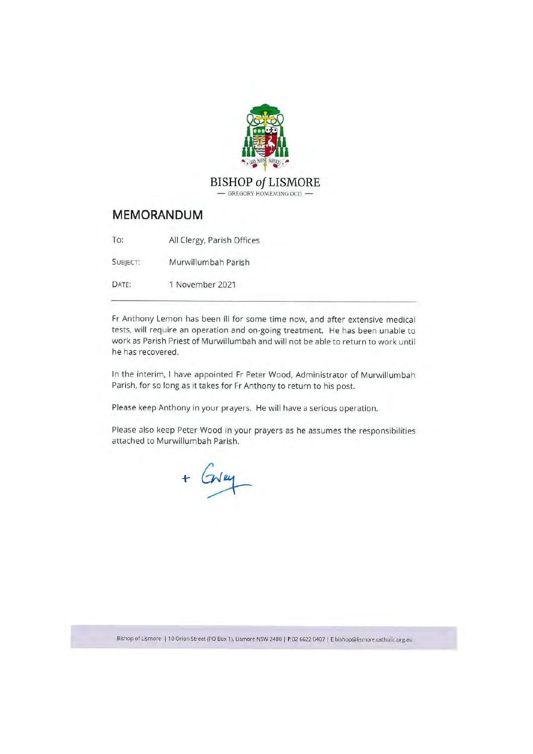BISHOP *of* LISMORE

— GREGORY HOMEMING OCD —

## MEMORANDUM

| | |
|---|---|
| To: | All Clergy, Parish Offices |
| SUBJECT: | Murwillumbah Parish |
| DATE: | 1 November 2021 |

---

Fr Anthony Lemon has been ill for some time now, and after extensive medical tests, will require an operation and on-going treatment. He has been unable to work as Parish Priest of Murwillumbah and will not be able to return to work until he has recovered.

In the interim, I have appointed Fr Peter Wood, Administrator of Murwillumbah Parish, for so long as it takes for Fr Anthony to return to his post.

Please keep Anthony in your prayers. He will have a serious operation.

Please also keep Peter Wood in your prayers as he assumes the responsibilities attached to Murwillumbah Parish.

\+ Greg

Bishop of Lismore | 10 Orion Street (PO Box 1), Lismore NSW 2480 | P 02 6622 0407 | E bishop@lismore.catholic.org.au